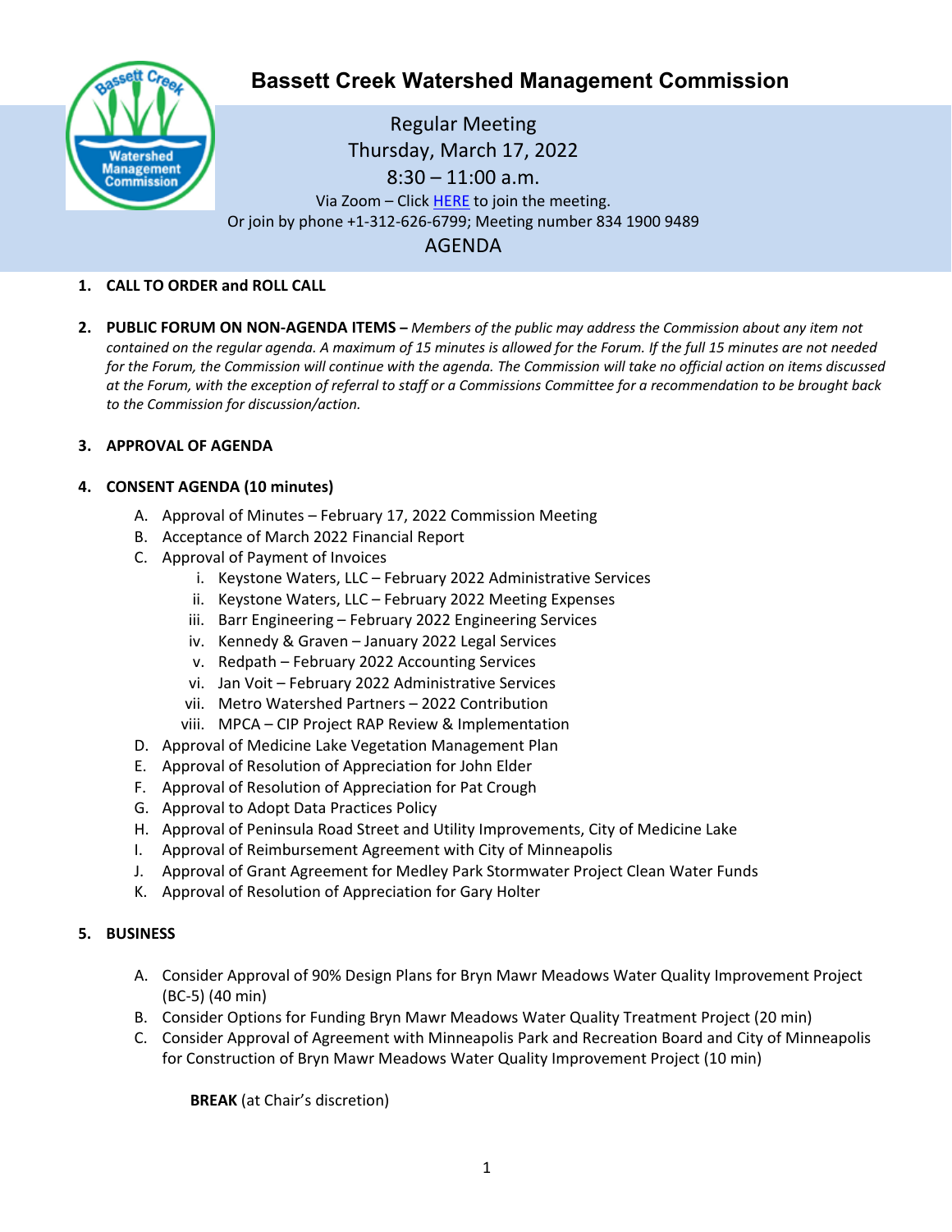# Bassett Creek Watershed Management Commission

Regular Meeting
Thursday, March 17, 2022
8:30 – 11:00 a.m.
Via Zoom – Click HERE to join the meeting.
Or join by phone +1-312-626-6799; Meeting number 834 1900 9489

## AGENDA

1. **CALL TO ORDER and ROLL CALL**

2. **PUBLIC FORUM ON NON-AGENDA ITEMS –** *Members of the public may address the Commission about any item not contained on the regular agenda. A maximum of 15 minutes is allowed for the Forum. If the full 15 minutes are not needed for the Forum, the Commission will continue with the agenda. The Commission will take no official action on items discussed at the Forum, with the exception of referral to staff or a Commissions Committee for a recommendation to be brought back to the Commission for discussion/action.*

3. **APPROVAL OF AGENDA**

4. **CONSENT AGENDA (10 minutes)**
   - A. Approval of Minutes – February 17, 2022 Commission Meeting
   - B. Acceptance of March 2022 Financial Report
   - C. Approval of Payment of Invoices
     - i. Keystone Waters, LLC – February 2022 Administrative Services
     - ii. Keystone Waters, LLC – February 2022 Meeting Expenses
     - iii. Barr Engineering – February 2022 Engineering Services
     - iv. Kennedy & Graven – January 2022 Legal Services
     - v. Redpath – February 2022 Accounting Services
     - vi. Jan Voit – February 2022 Administrative Services
     - vii. Metro Watershed Partners – 2022 Contribution
     - viii. MPCA – CIP Project RAP Review & Implementation
   - D. Approval of Medicine Lake Vegetation Management Plan
   - E. Approval of Resolution of Appreciation for John Elder
   - F. Approval of Resolution of Appreciation for Pat Crough
   - G. Approval to Adopt Data Practices Policy
   - H. Approval of Peninsula Road Street and Utility Improvements, City of Medicine Lake
   - I. Approval of Reimbursement Agreement with City of Minneapolis
   - J. Approval of Grant Agreement for Medley Park Stormwater Project Clean Water Funds
   - K. Approval of Resolution of Appreciation for Gary Holter

5. **BUSINESS**
   - A. Consider Approval of 90% Design Plans for Bryn Mawr Meadows Water Quality Improvement Project (BC-5) (40 min)
   - B. Consider Options for Funding Bryn Mawr Meadows Water Quality Treatment Project (20 min)
   - C. Consider Approval of Agreement with Minneapolis Park and Recreation Board and City of Minneapolis for Construction of Bryn Mawr Meadows Water Quality Improvement Project (10 min)

   **BREAK** (at Chair's discretion)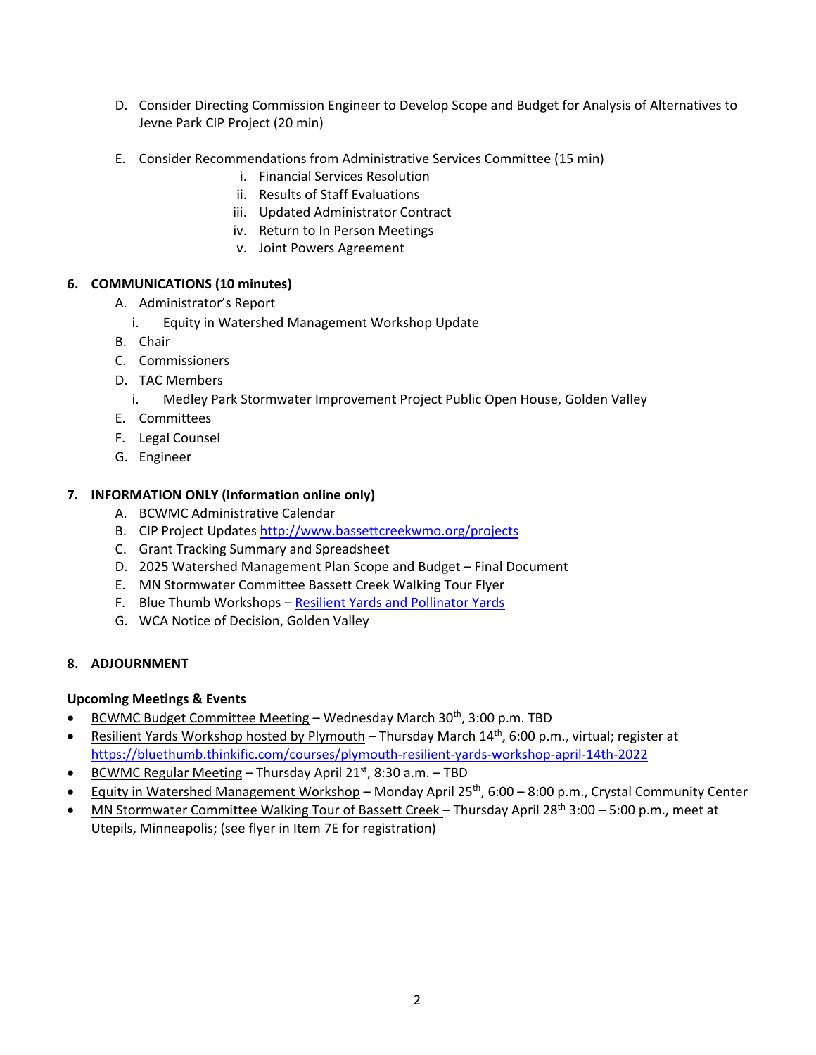D. Consider Directing Commission Engineer to Develop Scope and Budget for Analysis of Alternatives to Jevne Park CIP Project (20 min)

E. Consider Recommendations from Administrative Services Committee (15 min)
   i. Financial Services Resolution
   ii. Results of Staff Evaluations
   iii. Updated Administrator Contract
   iv. Return to In Person Meetings
   v. Joint Powers Agreement

**6. COMMUNICATIONS (10 minutes)**

A. Administrator's Report
   i. Equity in Watershed Management Workshop Update
B. Chair
C. Commissioners
D. TAC Members
   i. Medley Park Stormwater Improvement Project Public Open House, Golden Valley
E. Committees
F. Legal Counsel
G. Engineer

**7. INFORMATION ONLY (Information online only)**

A. BCWMC Administrative Calendar
B. CIP Project Updates http://www.bassettcreekwmo.org/projects
C. Grant Tracking Summary and Spreadsheet
D. 2025 Watershed Management Plan Scope and Budget – Final Document
E. MN Stormwater Committee Bassett Creek Walking Tour Flyer
F. Blue Thumb Workshops – Resilient Yards and Pollinator Yards
G. WCA Notice of Decision, Golden Valley

**8. ADJOURNMENT**

**Upcoming Meetings & Events**

- BCWMC Budget Committee Meeting – Wednesday March 30th, 3:00 p.m. TBD
- Resilient Yards Workshop hosted by Plymouth – Thursday March 14th, 6:00 p.m., virtual; register at https://bluethumb.thinkific.com/courses/plymouth-resilient-yards-workshop-april-14th-2022
- BCWMC Regular Meeting – Thursday April 21st, 8:30 a.m. – TBD
- Equity in Watershed Management Workshop – Monday April 25th, 6:00 – 8:00 p.m., Crystal Community Center
- MN Stormwater Committee Walking Tour of Bassett Creek – Thursday April 28th 3:00 – 5:00 p.m., meet at Utepils, Minneapolis; (see flyer in Item 7E for registration)